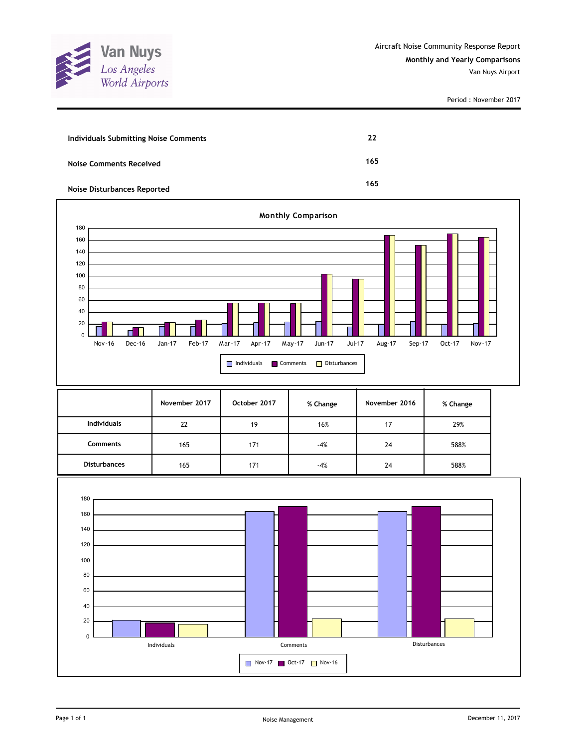Van Nuys
Los Angeles World Airports

Aircraft Noise Community Response Report
**Monthly and Yearly Comparisons**
Van Nuys Airport

Period : November 2017

| | |
|---|---|
| **Individuals Submitting Noise Comments** | **22** |
| **Noise Comments Received** | **165** |
| **Noise Disturbances Reported** | **165** |

**Monthly Comparison**

| | November 2017 | October 2017 | % Change | November 2016 | % Change |
|---|---|---|---|---|---|
| **Individuals** | 22 | 19 | 16% | 17 | 29% |
| **Comments** | 165 | 171 | -4% | 24 | 588% |
| **Disturbances** | 165 | 171 | -4% | 24 | 588% |

Noise Management

December 11, 2017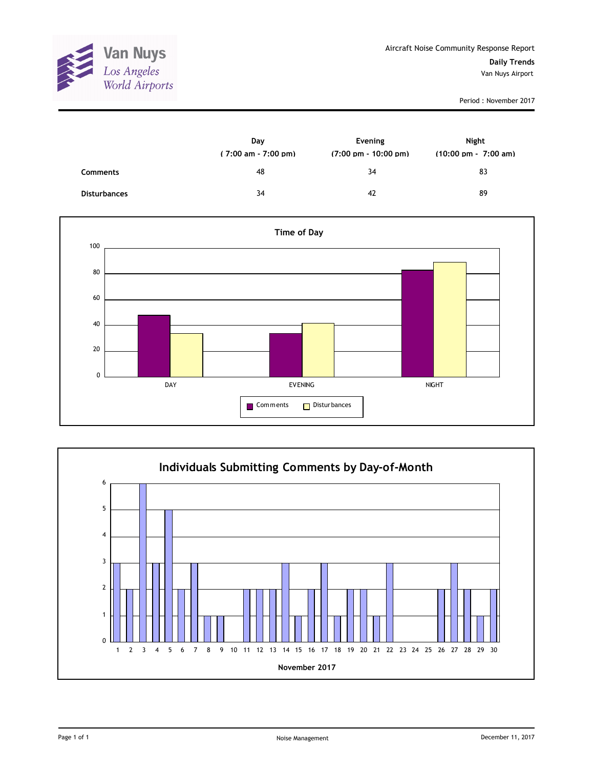Van Nuys
Los Angeles
World Airports

Aircraft Noise Community Response Report

**Daily Trends**

Van Nuys Airport

Period : November 2017

| | Day ( 7:00 am - 7:00 pm) | Evening (7:00 pm - 10:00 pm) | Night (10:00 pm - 7:00 am) |
|---|---|---|---|
| **Comments** | 48 | 34 | 83 |
| **Disturbances** | 34 | 42 | 89 |

**Time of Day**

| | DAY | EVENING | NIGHT |
|---|---|---|---|
| Comments | 48 | 34 | 83 |
| Disturbances | 34 | 42 | 89 |

**Individuals Submitting Comments by Day-of-Month**

| Day | 1 | 2 | 3 | 4 | 5 | 6 | 7 | 8 | 9 | 10 | 11 | 12 | 13 | 14 | 15 | 16 | 17 | 18 | 19 | 20 | 21 | 22 | 23 | 24 | 25 | 26 | 27 | 28 | 29 | 30 |
|---|---|---|---|---|---|---|---|---|---|---|---|---|---|---|---|---|---|---|---|---|---|---|---|---|---|---|---|---|---|---|
| Individuals | 3 | 2 | 6 | 3 | 5 | 2 | 3 | 1 | 1 | 0 | 2 | 2 | 2 | 3 | 1 | 2 | 3 | 1 | 2 | 2 | 1 | 3 | 0 | 0 | 0 | 2 | 3 | 2 | 1 | 2 |

November 2017

Noise Management

December 11, 2017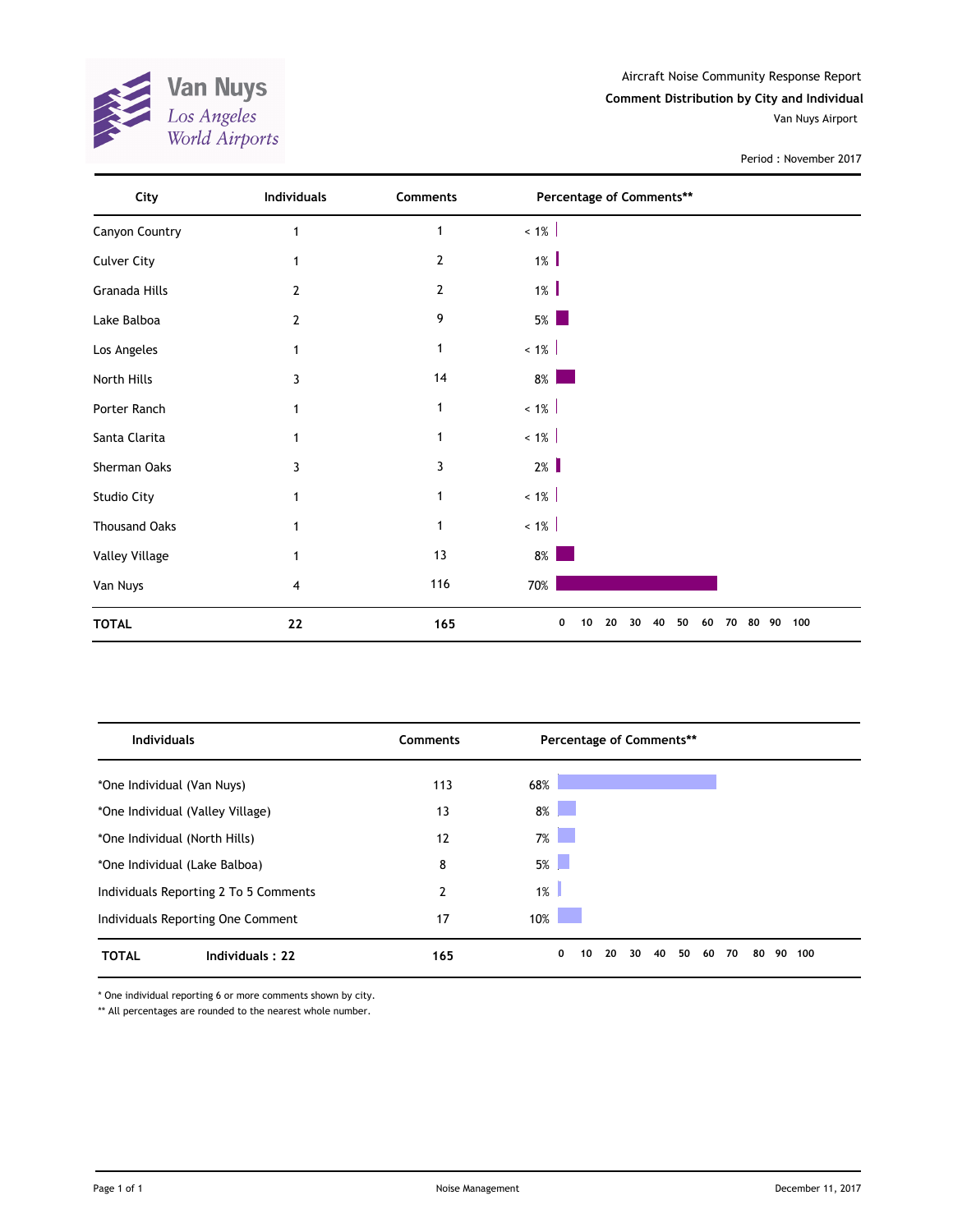Van Nuys
Los Angeles World Airports

Aircraft Noise Community Response Report

**Comment Distribution by City and Individual**

Van Nuys Airport

Period : November 2017

| City | Individuals | Comments | Percentage of Comments** |
|---|---|---|---|
| Canyon Country | 1 | 1 | < 1% |
| Culver City | 1 | 2 | 1% |
| Granada Hills | 2 | 2 | 1% |
| Lake Balboa | 2 | 9 | 5% |
| Los Angeles | 1 | 1 | < 1% |
| North Hills | 3 | 14 | 8% |
| Porter Ranch | 1 | 1 | < 1% |
| Santa Clarita | 1 | 1 | < 1% |
| Sherman Oaks | 3 | 3 | 2% |
| Studio City | 1 | 1 | < 1% |
| Thousand Oaks | 1 | 1 | < 1% |
| Valley Village | 1 | 13 | 8% |
| Van Nuys | 4 | 116 | 70% |
| **TOTAL** | **22** | **165** | |

| Individuals | Comments | Percentage of Comments** |
|---|---|---|
| *One Individual (Van Nuys) | 113 | 68% |
| *One Individual (Valley Village) | 13 | 8% |
| *One Individual (North Hills) | 12 | 7% |
| *One Individual (Lake Balboa) | 8 | 5% |
| Individuals Reporting 2 To 5 Comments | 2 | 1% |
| Individuals Reporting One Comment | 17 | 10% |
| **TOTAL** Individuals : 22 | **165** | |

* One individual reporting 6 or more comments shown by city.

** All percentages are rounded to the nearest whole number.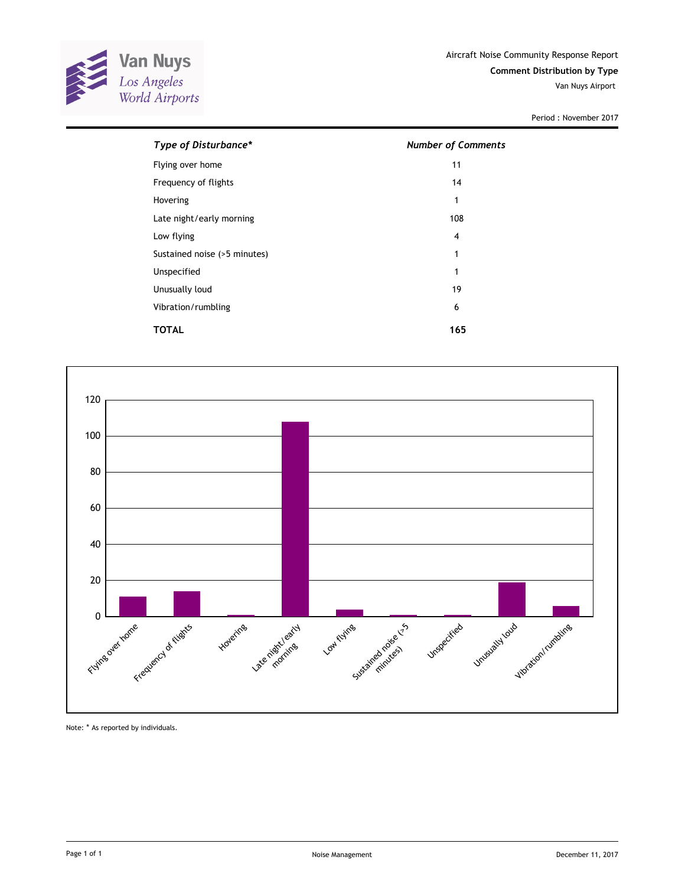Aircraft Noise Community Response Report

**Comment Distribution by Type**

Van Nuys Airport

Period : November 2017

| *Type of Disturbance** | *Number of Comments* |
|---|---|
| Flying over home | 11 |
| Frequency of flights | 14 |
| Hovering | 1 |
| Late night/early morning | 108 |
| Low flying | 4 |
| Sustained noise (>5 minutes) | 1 |
| Unspecified | 1 |
| Unusually loud | 19 |
| Vibration/rumbling | 6 |
| **TOTAL** | **165** |

Note: * As reported by individuals.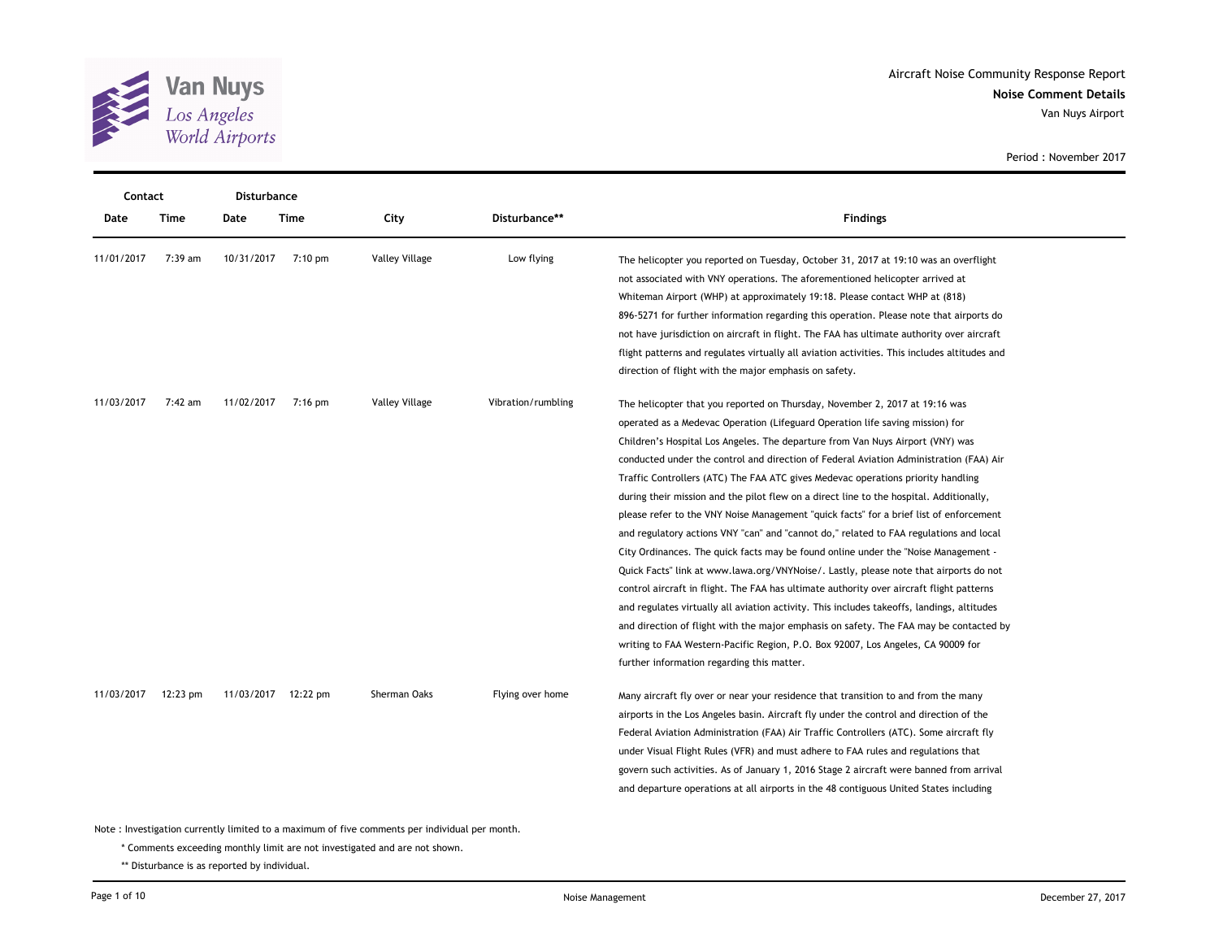Aircraft Noise Community Response Report

**Noise Comment Details**

Van Nuys Airport

Period : November 2017

| Contact Date | Contact Time | Disturbance Date | Disturbance Time | City | Disturbance** | Findings |
|---|---|---|---|---|---|---|
| 11/01/2017 | 7:39 am | 10/31/2017 | 7:10 pm | Valley Village | Low flying | The helicopter you reported on Tuesday, October 31, 2017 at 19:10 was an overflight not associated with VNY operations. The aforementioned helicopter arrived at Whiteman Airport (WHP) at approximately 19:18. Please contact WHP at (818) 896-5271 for further information regarding this operation. Please note that airports do not have jurisdiction on aircraft in flight. The FAA has ultimate authority over aircraft flight patterns and regulates virtually all aviation activities. This includes altitudes and direction of flight with the major emphasis on safety. |
| 11/03/2017 | 7:42 am | 11/02/2017 | 7:16 pm | Valley Village | Vibration/rumbling | The helicopter that you reported on Thursday, November 2, 2017 at 19:16 was operated as a Medevac Operation (Lifeguard Operation life saving mission) for Children's Hospital Los Angeles. The departure from Van Nuys Airport (VNY) was conducted under the control and direction of Federal Aviation Administration (FAA) Air Traffic Controllers (ATC) The FAA ATC gives Medevac operations priority handling during their mission and the pilot flew on a direct line to the hospital. Additionally, please refer to the VNY Noise Management "quick facts" for a brief list of enforcement and regulatory actions VNY "can" and "cannot do," related to FAA regulations and local City Ordinances. The quick facts may be found online under the "Noise Management - Quick Facts" link at www.lawa.org/VNYNoise/. Lastly, please note that airports do not control aircraft in flight. The FAA has ultimate authority over aircraft flight patterns and regulates virtually all aviation activity. This includes takeoffs, landings, altitudes and direction of flight with the major emphasis on safety. The FAA may be contacted by writing to FAA Western-Pacific Region, P.O. Box 92007, Los Angeles, CA 90009 for further information regarding this matter. |
| 11/03/2017 | 12:23 pm | 11/03/2017 | 12:22 pm | Sherman Oaks | Flying over home | Many aircraft fly over or near your residence that transition to and from the many airports in the Los Angeles basin. Aircraft fly under the control and direction of the Federal Aviation Administration (FAA) Air Traffic Controllers (ATC). Some aircraft fly under Visual Flight Rules (VFR) and must adhere to FAA rules and regulations that govern such activities. As of January 1, 2016 Stage 2 aircraft were banned from arrival and departure operations at all airports in the 48 contiguous United States including |

Note : Investigation currently limited to a maximum of five comments per individual per month.

\* Comments exceeding monthly limit are not investigated and are not shown.

** Disturbance is as reported by individual.

Noise Management

December 27, 2017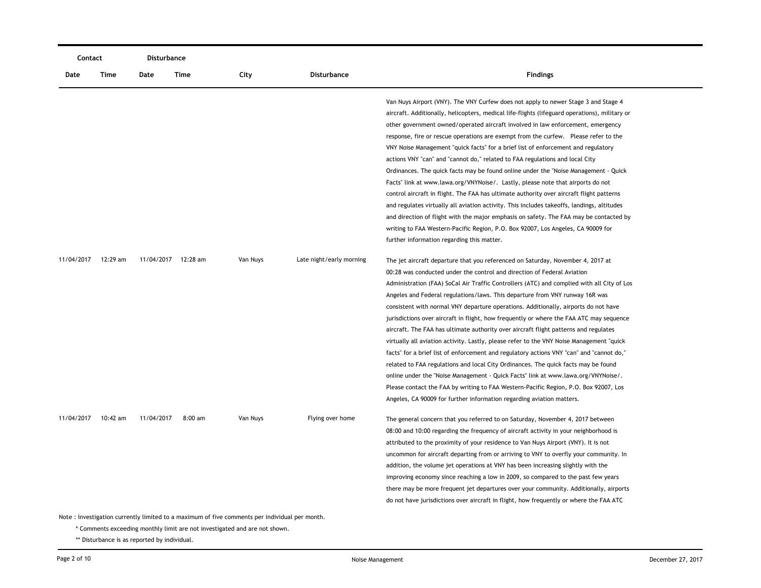| Contact | | Disturbance | | | | |
|---|---|---|---|---|---|---|
| Date | Time | Date | Time | City | Disturbance | Findings |
| | | | | | | Van Nuys Airport (VNY). The VNY Curfew does not apply to newer Stage 3 and Stage 4 aircraft. Additionally, helicopters, medical life-flights (lifeguard operations), military or other government owned/operated aircraft involved in law enforcement, emergency response, fire or rescue operations are exempt from the curfew. Please refer to the VNY Noise Management "quick facts" for a brief list of enforcement and regulatory actions VNY "can" and "cannot do," related to FAA regulations and local City Ordinances. The quick facts may be found online under the "Noise Management - Quick Facts" link at www.lawa.org/VNYNoise/. Lastly, please note that airports do not control aircraft in flight. The FAA has ultimate authority over aircraft flight patterns and regulates virtually all aviation activity. This includes takeoffs, landings, altitudes and direction of flight with the major emphasis on safety. The FAA may be contacted by writing to FAA Western-Pacific Region, P.O. Box 92007, Los Angeles, CA 90009 for further information regarding this matter. |
| 11/04/2017 | 12:29 am | 11/04/2017 | 12:28 am | Van Nuys | Late night/early morning | The jet aircraft departure that you referenced on Saturday, November 4, 2017 at 00:28 was conducted under the control and direction of Federal Aviation Administration (FAA) SoCal Air Traffic Controllers (ATC) and complied with all City of Los Angeles and Federal regulations/laws. This departure from VNY runway 16R was consistent with normal VNY departure operations. Additionally, airports do not have jurisdictions over aircraft in flight, how frequently or where the FAA ATC may sequence aircraft. The FAA has ultimate authority over aircraft flight patterns and regulates virtually all aviation activity. Lastly, please refer to the VNY Noise Management "quick facts" for a brief list of enforcement and regulatory actions VNY "can" and "cannot do," related to FAA regulations and local City Ordinances. The quick facts may be found online under the "Noise Management - Quick Facts" link at www.lawa.org/VNYNoise/. Please contact the FAA by writing to FAA Western-Pacific Region, P.O. Box 92007, Los Angeles, CA 90009 for further information regarding aviation matters. |
| 11/04/2017 | 10:42 am | 11/04/2017 | 8:00 am | Van Nuys | Flying over home | The general concern that you referred to on Saturday, November 4, 2017 between 08:00 and 10:00 regarding the frequency of aircraft activity in your neighborhood is attributed to the proximity of your residence to Van Nuys Airport (VNY). It is not uncommon for aircraft departing from or arriving to VNY to overfly your community. In addition, the volume jet operations at VNY has been increasing slightly with the improving economy since reaching a low in 2009, so compared to the past few years there may be more frequent jet departures over your community. Additionally, airports do not have jurisdictions over aircraft in flight, how frequently or where the FAA ATC |

Note : Investigation currently limited to a maximum of five comments per individual per month.

\* Comments exceeding monthly limit are not investigated and are not shown.

\*\* Disturbance is as reported by individual.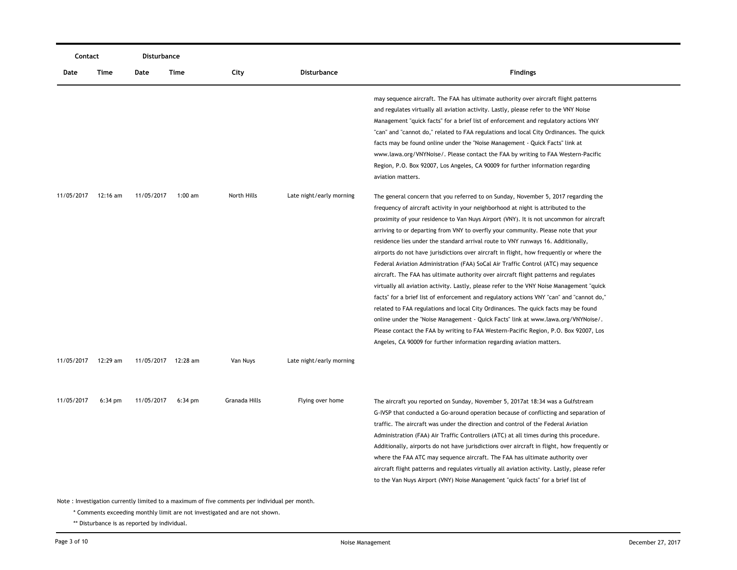| Contact | | Disturbance | | | | |
|---|---|---|---|---|---|---|
| Date | Time | Date | Time | City | Disturbance | Findings |
| | | | | | | may sequence aircraft. The FAA has ultimate authority over aircraft flight patterns and regulates virtually all aviation activity. Lastly, please refer to the VNY Noise Management "quick facts" for a brief list of enforcement and regulatory actions VNY "can" and "cannot do," related to FAA regulations and local City Ordinances. The quick facts may be found online under the "Noise Management - Quick Facts" link at www.lawa.org/VNYNoise/. Please contact the FAA by writing to FAA Western-Pacific Region, P.O. Box 92007, Los Angeles, CA 90009 for further information regarding aviation matters. |
| 11/05/2017 | 12:16 am | 11/05/2017 | 1:00 am | North Hills | Late night/early morning | The general concern that you referred to on Sunday, November 5, 2017 regarding the frequency of aircraft activity in your neighborhood at night is attributed to the proximity of your residence to Van Nuys Airport (VNY). It is not uncommon for aircraft arriving to or departing from VNY to overfly your community. Please note that your residence lies under the standard arrival route to VNY runways 16. Additionally, airports do not have jurisdictions over aircraft in flight, how frequently or where the Federal Aviation Administration (FAA) SoCal Air Traffic Control (ATC) may sequence aircraft. The FAA has ultimate authority over aircraft flight patterns and regulates virtually all aviation activity. Lastly, please refer to the VNY Noise Management "quick facts" for a brief list of enforcement and regulatory actions VNY "can" and "cannot do," related to FAA regulations and local City Ordinances. The quick facts may be found online under the "Noise Management - Quick Facts" link at www.lawa.org/VNYNoise/. Please contact the FAA by writing to FAA Western-Pacific Region, P.O. Box 92007, Los Angeles, CA 90009 for further information regarding aviation matters. |
| 11/05/2017 | 12:29 am | 11/05/2017 | 12:28 am | Van Nuys | Late night/early morning | |
| 11/05/2017 | 6:34 pm | 11/05/2017 | 6:34 pm | Granada Hills | Flying over home | The aircraft you reported on Sunday, November 5, 2017at 18:34 was a Gulfstream G-IVSP that conducted a Go-around operation because of conflicting and separation of traffic. The aircraft was under the direction and control of the Federal Aviation Administration (FAA) Air Traffic Controllers (ATC) at all times during this procedure. Additionally, airports do not have jurisdictions over aircraft in flight, how frequently or where the FAA ATC may sequence aircraft. The FAA has ultimate authority over aircraft flight patterns and regulates virtually all aviation activity. Lastly, please refer to the Van Nuys Airport (VNY) Noise Management "quick facts" for a brief list of |

Note : Investigation currently limited to a maximum of five comments per individual per month.

\* Comments exceeding monthly limit are not investigated and are not shown.

\*\* Disturbance is as reported by individual.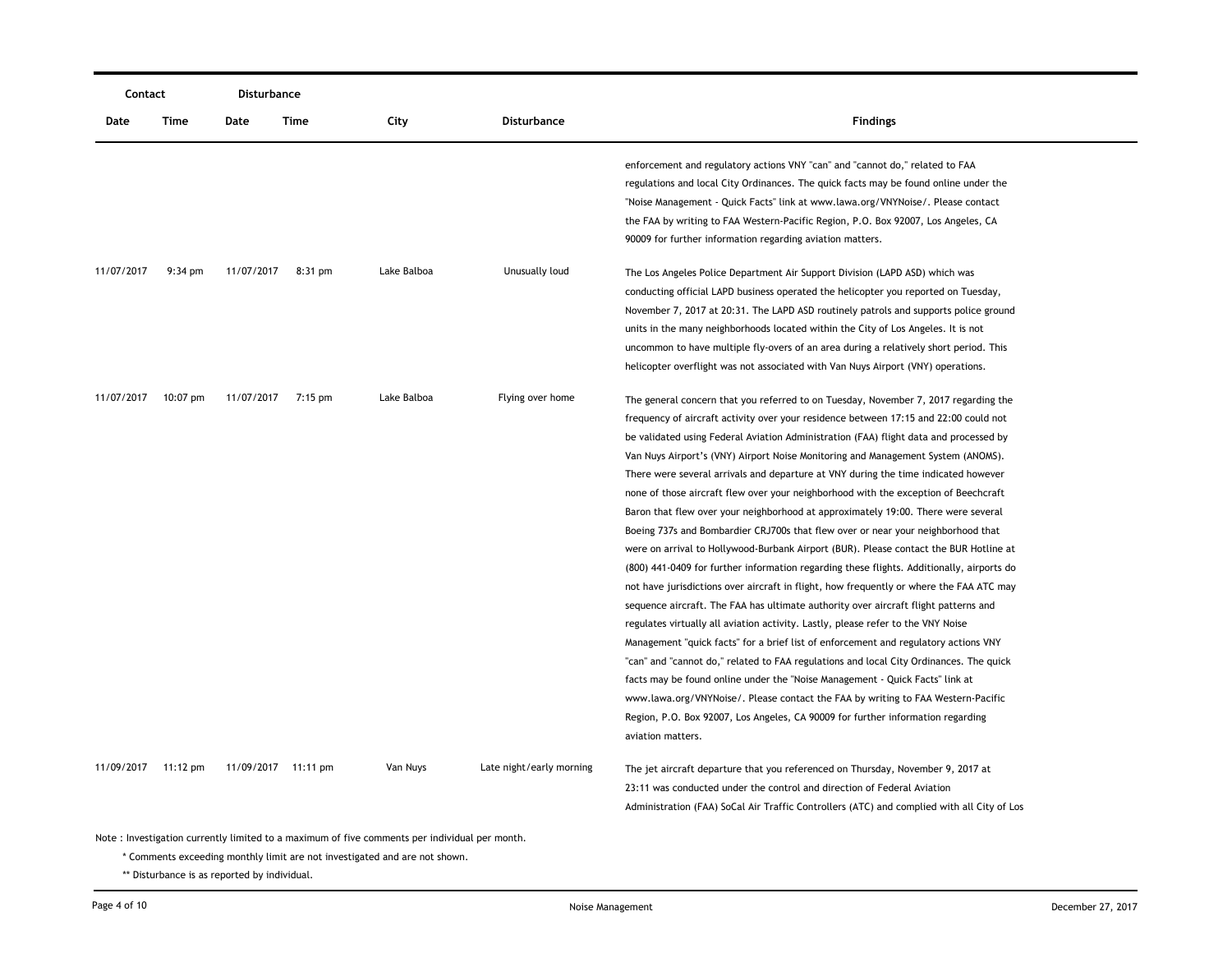| Contact | | Disturbance | | | | |
|---|---|---|---|---|---|---|
| Date | Time | Date | Time | City | Disturbance | Findings |
| | | | | | | enforcement and regulatory actions VNY "can" and "cannot do," related to FAA regulations and local City Ordinances. The quick facts may be found online under the "Noise Management - Quick Facts" link at www.lawa.org/VNYNoise/. Please contact the FAA by writing to FAA Western-Pacific Region, P.O. Box 92007, Los Angeles, CA 90009 for further information regarding aviation matters. |
| 11/07/2017 | 9:34 pm | 11/07/2017 | 8:31 pm | Lake Balboa | Unusually loud | The Los Angeles Police Department Air Support Division (LAPD ASD) which was conducting official LAPD business operated the helicopter you reported on Tuesday, November 7, 2017 at 20:31. The LAPD ASD routinely patrols and supports police ground units in the many neighborhoods located within the City of Los Angeles. It is not uncommon to have multiple fly-overs of an area during a relatively short period. This helicopter overflight was not associated with Van Nuys Airport (VNY) operations. |
| 11/07/2017 | 10:07 pm | 11/07/2017 | 7:15 pm | Lake Balboa | Flying over home | The general concern that you referred to on Tuesday, November 7, 2017 regarding the frequency of aircraft activity over your residence between 17:15 and 22:00 could not be validated using Federal Aviation Administration (FAA) flight data and processed by Van Nuys Airport's (VNY) Airport Noise Monitoring and Management System (ANOMS). There were several arrivals and departure at VNY during the time indicated however none of those aircraft flew over your neighborhood with the exception of Beechcraft Baron that flew over your neighborhood at approximately 19:00. There were several Boeing 737s and Bombardier CRJ700s that flew over or near your neighborhood that were on arrival to Hollywood-Burbank Airport (BUR). Please contact the BUR Hotline at (800) 441-0409 for further information regarding these flights. Additionally, airports do not have jurisdictions over aircraft in flight, how frequently or where the FAA ATC may sequence aircraft. The FAA has ultimate authority over aircraft flight patterns and regulates virtually all aviation activity. Lastly, please refer to the VNY Noise Management "quick facts" for a brief list of enforcement and regulatory actions VNY "can" and "cannot do," related to FAA regulations and local City Ordinances. The quick facts may be found online under the "Noise Management - Quick Facts" link at www.lawa.org/VNYNoise/. Please contact the FAA by writing to FAA Western-Pacific Region, P.O. Box 92007, Los Angeles, CA 90009 for further information regarding aviation matters. |
| 11/09/2017 | 11:12 pm | 11/09/2017 | 11:11 pm | Van Nuys | Late night/early morning | The jet aircraft departure that you referenced on Thursday, November 9, 2017 at 23:11 was conducted under the control and direction of Federal Aviation Administration (FAA) SoCal Air Traffic Controllers (ATC) and complied with all City of Los |

Note : Investigation currently limited to a maximum of five comments per individual per month.

\* Comments exceeding monthly limit are not investigated and are not shown.

\*\* Disturbance is as reported by individual.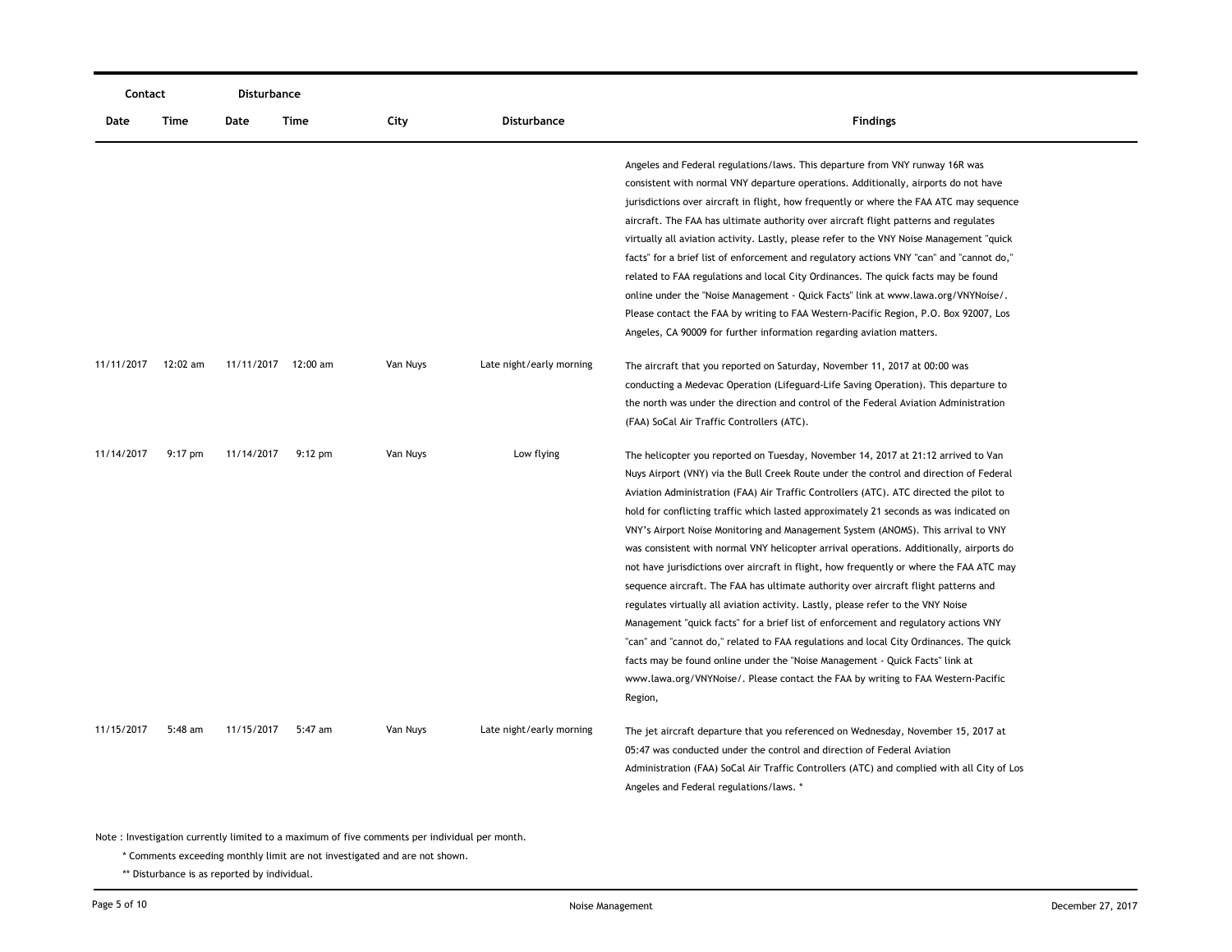| Contact | | Disturbance | | | | |
|---|---|---|---|---|---|---|
| Date | Time | Date | Time | City | Disturbance | Findings |
| | | | | | | Angeles and Federal regulations/laws. This departure from VNY runway 16R was consistent with normal VNY departure operations. Additionally, airports do not have jurisdictions over aircraft in flight, how frequently or where the FAA ATC may sequence aircraft. The FAA has ultimate authority over aircraft flight patterns and regulates virtually all aviation activity. Lastly, please refer to the VNY Noise Management "quick facts" for a brief list of enforcement and regulatory actions VNY "can" and "cannot do," related to FAA regulations and local City Ordinances. The quick facts may be found online under the "Noise Management - Quick Facts" link at www.lawa.org/VNYNoise/. Please contact the FAA by writing to FAA Western-Pacific Region, P.O. Box 92007, Los Angeles, CA 90009 for further information regarding aviation matters. |
| 11/11/2017 | 12:02 am | 11/11/2017 | 12:00 am | Van Nuys | Late night/early morning | The aircraft that you reported on Saturday, November 11, 2017 at 00:00 was conducting a Medevac Operation (Lifeguard-Life Saving Operation). This departure to the north was under the direction and control of the Federal Aviation Administration (FAA) SoCal Air Traffic Controllers (ATC). |
| 11/14/2017 | 9:17 pm | 11/14/2017 | 9:12 pm | Van Nuys | Low flying | The helicopter you reported on Tuesday, November 14, 2017 at 21:12 arrived to Van Nuys Airport (VNY) via the Bull Creek Route under the control and direction of Federal Aviation Administration (FAA) Air Traffic Controllers (ATC). ATC directed the pilot to hold for conflicting traffic which lasted approximately 21 seconds as was indicated on VNY's Airport Noise Monitoring and Management System (ANOMS). This arrival to VNY was consistent with normal VNY helicopter arrival operations. Additionally, airports do not have jurisdictions over aircraft in flight, how frequently or where the FAA ATC may sequence aircraft. The FAA has ultimate authority over aircraft flight patterns and regulates virtually all aviation activity. Lastly, please refer to the VNY Noise Management "quick facts" for a brief list of enforcement and regulatory actions VNY "can" and "cannot do," related to FAA regulations and local City Ordinances. The quick facts may be found online under the "Noise Management - Quick Facts" link at www.lawa.org/VNYNoise/. Please contact the FAA by writing to FAA Western-Pacific Region, |
| 11/15/2017 | 5:48 am | 11/15/2017 | 5:47 am | Van Nuys | Late night/early morning | The jet aircraft departure that you referenced on Wednesday, November 15, 2017 at 05:47 was conducted under the control and direction of Federal Aviation Administration (FAA) SoCal Air Traffic Controllers (ATC) and complied with all City of Los Angeles and Federal regulations/laws. * |

Note : Investigation currently limited to a maximum of five comments per individual per month.

\* Comments exceeding monthly limit are not investigated and are not shown.

** Disturbance is as reported by individual.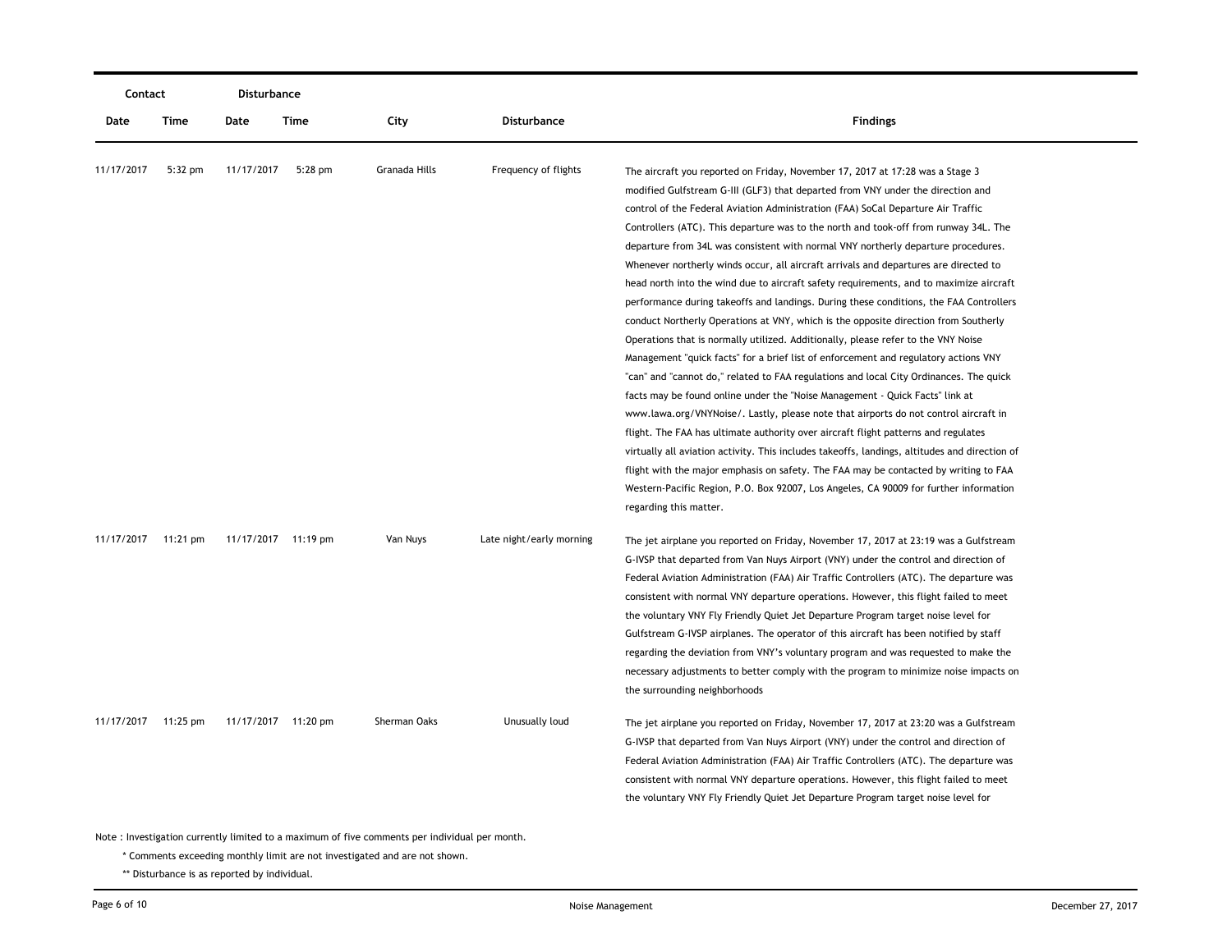| Contact | | Disturbance | | | | |
|---|---|---|---|---|---|---|
| Date | Time | Date | Time | City | Disturbance | Findings |
| 11/17/2017 | 5:32 pm | 11/17/2017 | 5:28 pm | Granada Hills | Frequency of flights | The aircraft you reported on Friday, November 17, 2017 at 17:28 was a Stage 3 modified Gulfstream G-III (GLF3) that departed from VNY under the direction and control of the Federal Aviation Administration (FAA) SoCal Departure Air Traffic Controllers (ATC). This departure was to the north and took-off from runway 34L. The departure from 34L was consistent with normal VNY northerly departure procedures. Whenever northerly winds occur, all aircraft arrivals and departures are directed to head north into the wind due to aircraft safety requirements, and to maximize aircraft performance during takeoffs and landings. During these conditions, the FAA Controllers conduct Northerly Operations at VNY, which is the opposite direction from Southerly Operations that is normally utilized. Additionally, please refer to the VNY Noise Management "quick facts" for a brief list of enforcement and regulatory actions VNY "can" and "cannot do," related to FAA regulations and local City Ordinances. The quick facts may be found online under the "Noise Management - Quick Facts" link at www.lawa.org/VNYNoise/. Lastly, please note that airports do not control aircraft in flight. The FAA has ultimate authority over aircraft flight patterns and regulates virtually all aviation activity. This includes takeoffs, landings, altitudes and direction of flight with the major emphasis on safety. The FAA may be contacted by writing to FAA Western-Pacific Region, P.O. Box 92007, Los Angeles, CA 90009 for further information regarding this matter. |
| 11/17/2017 | 11:21 pm | 11/17/2017 | 11:19 pm | Van Nuys | Late night/early morning | The jet airplane you reported on Friday, November 17, 2017 at 23:19 was a Gulfstream G-IVSP that departed from Van Nuys Airport (VNY) under the control and direction of Federal Aviation Administration (FAA) Air Traffic Controllers (ATC). The departure was consistent with normal VNY departure operations. However, this flight failed to meet the voluntary VNY Fly Friendly Quiet Jet Departure Program target noise level for Gulfstream G-IVSP airplanes. The operator of this aircraft has been notified by staff regarding the deviation from VNY's voluntary program and was requested to make the necessary adjustments to better comply with the program to minimize noise impacts on the surrounding neighborhoods |
| 11/17/2017 | 11:25 pm | 11/17/2017 | 11:20 pm | Sherman Oaks | Unusually loud | The jet airplane you reported on Friday, November 17, 2017 at 23:20 was a Gulfstream G-IVSP that departed from Van Nuys Airport (VNY) under the control and direction of Federal Aviation Administration (FAA) Air Traffic Controllers (ATC). The departure was consistent with normal VNY departure operations. However, this flight failed to meet the voluntary VNY Fly Friendly Quiet Jet Departure Program target noise level for |

Note : Investigation currently limited to a maximum of five comments per individual per month.

\* Comments exceeding monthly limit are not investigated and are not shown.

\*\* Disturbance is as reported by individual.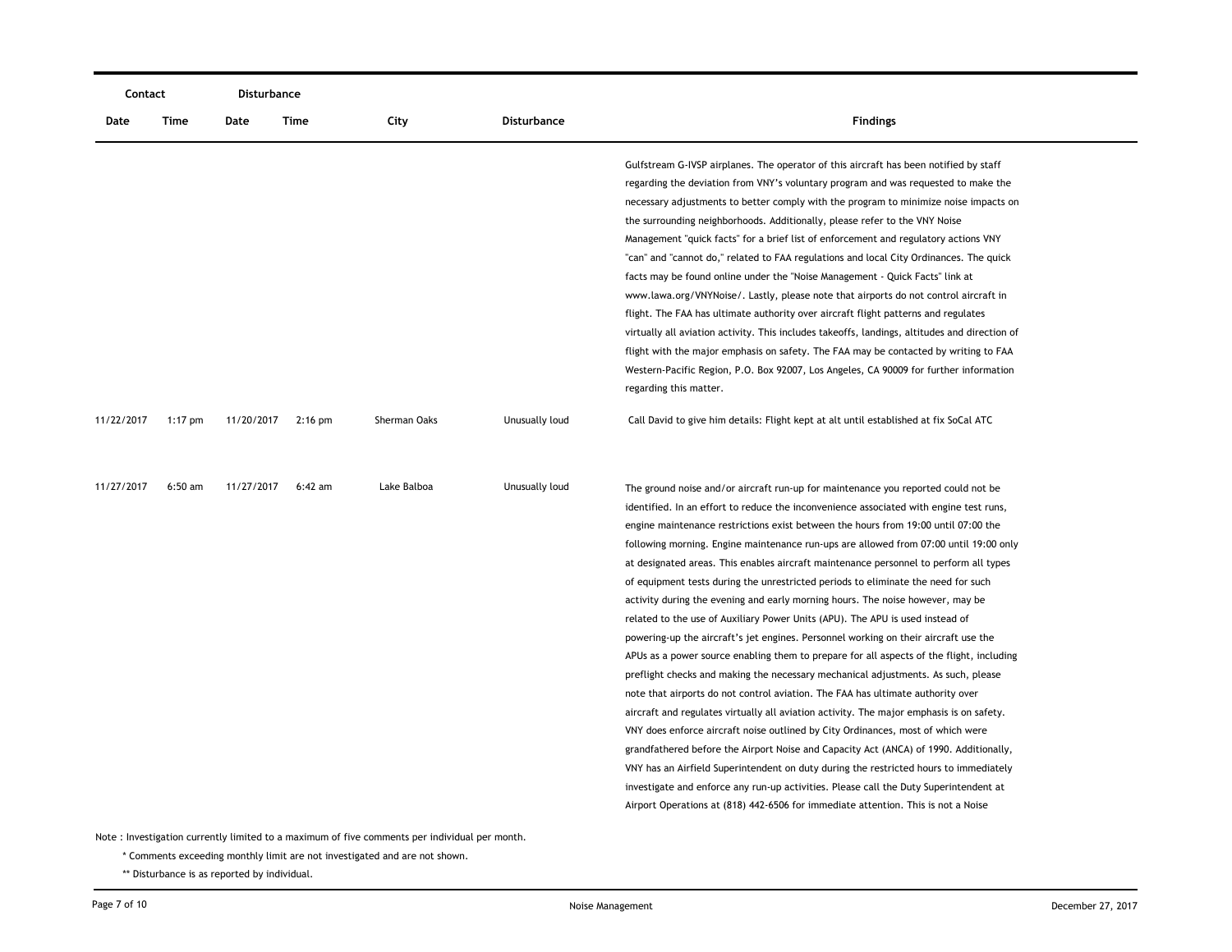| Contact | | Disturbance | | | | |
|---|---|---|---|---|---|---|
| Date | Time | Date | Time | City | Disturbance | Findings |
| | | | | | | Gulfstream G-IVSP airplanes. The operator of this aircraft has been notified by staff regarding the deviation from VNY's voluntary program and was requested to make the necessary adjustments to better comply with the program to minimize noise impacts on the surrounding neighborhoods. Additionally, please refer to the VNY Noise Management "quick facts" for a brief list of enforcement and regulatory actions VNY "can" and "cannot do," related to FAA regulations and local City Ordinances. The quick facts may be found online under the "Noise Management - Quick Facts" link at www.lawa.org/VNYNoise/. Lastly, please note that airports do not control aircraft in flight. The FAA has ultimate authority over aircraft flight patterns and regulates virtually all aviation activity. This includes takeoffs, landings, altitudes and direction of flight with the major emphasis on safety. The FAA may be contacted by writing to FAA Western-Pacific Region, P.O. Box 92007, Los Angeles, CA 90009 for further information regarding this matter. |
| 11/22/2017 | 1:17 pm | 11/20/2017 | 2:16 pm | Sherman Oaks | Unusually loud | Call David to give him details: Flight kept at alt until established at fix SoCal ATC |
| 11/27/2017 | 6:50 am | 11/27/2017 | 6:42 am | Lake Balboa | Unusually loud | The ground noise and/or aircraft run-up for maintenance you reported could not be identified. In an effort to reduce the inconvenience associated with engine test runs, engine maintenance restrictions exist between the hours from 19:00 until 07:00 the following morning. Engine maintenance run-ups are allowed from 07:00 until 19:00 only at designated areas. This enables aircraft maintenance personnel to perform all types of equipment tests during the unrestricted periods to eliminate the need for such activity during the evening and early morning hours. The noise however, may be related to the use of Auxiliary Power Units (APU). The APU is used instead of powering-up the aircraft's jet engines. Personnel working on their aircraft use the APUs as a power source enabling them to prepare for all aspects of the flight, including preflight checks and making the necessary mechanical adjustments. As such, please note that airports do not control aviation. The FAA has ultimate authority over aircraft and regulates virtually all aviation activity. The major emphasis is on safety. VNY does enforce aircraft noise outlined by City Ordinances, most of which were grandfathered before the Airport Noise and Capacity Act (ANCA) of 1990. Additionally, VNY has an Airfield Superintendent on duty during the restricted hours to immediately investigate and enforce any run-up activities. Please call the Duty Superintendent at Airport Operations at (818) 442-6506 for immediate attention. This is not a Noise |

Note : Investigation currently limited to a maximum of five comments per individual per month.

\* Comments exceeding monthly limit are not investigated and are not shown.

\** Disturbance is as reported by individual.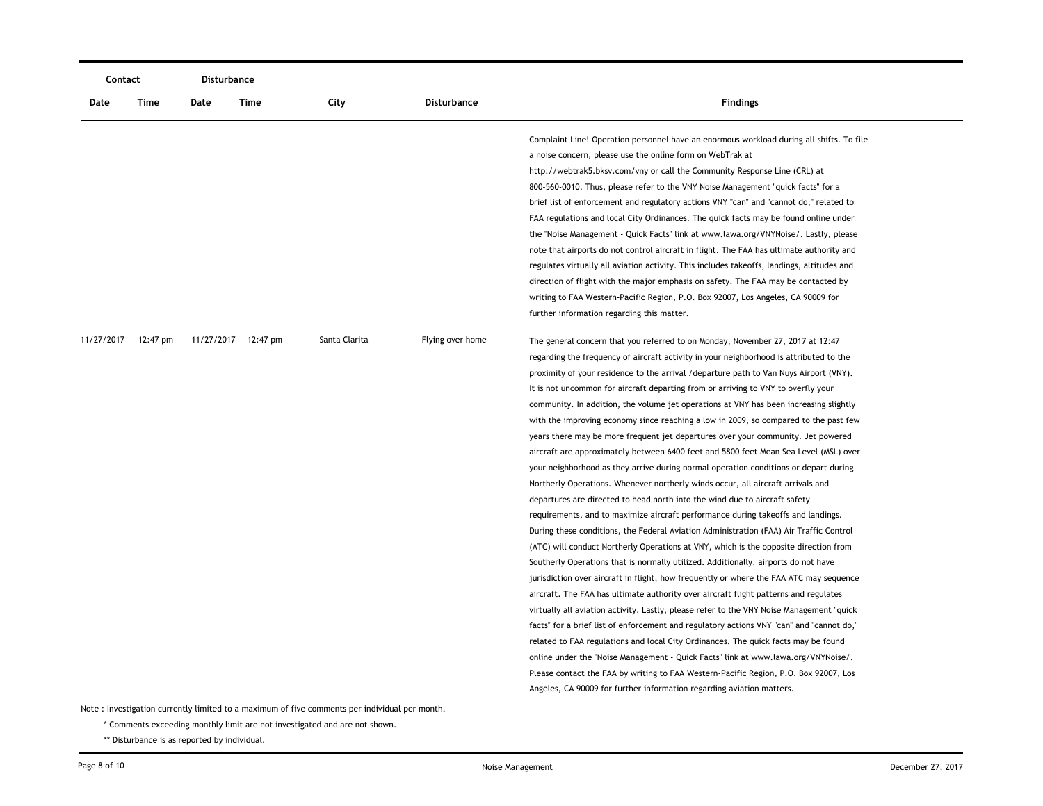| Contact | | Disturbance | | | | |
|---|---|---|---|---|---|---|
| Date | Time | Date | Time | City | Disturbance | Findings |
| | | | | | | Complaint Line! Operation personnel have an enormous workload during all shifts. To file a noise concern, please use the online form on WebTrak at http://webtrak5.bksv.com/vny or call the Community Response Line (CRL) at 800-560-0010. Thus, please refer to the VNY Noise Management "quick facts" for a brief list of enforcement and regulatory actions VNY "can" and "cannot do," related to FAA regulations and local City Ordinances. The quick facts may be found online under the "Noise Management - Quick Facts" link at www.lawa.org/VNYNoise/. Lastly, please note that airports do not control aircraft in flight. The FAA has ultimate authority and regulates virtually all aviation activity. This includes takeoffs, landings, altitudes and direction of flight with the major emphasis on safety. The FAA may be contacted by writing to FAA Western-Pacific Region, P.O. Box 92007, Los Angeles, CA 90009 for further information regarding this matter. |
| 11/27/2017 | 12:47 pm | 11/27/2017 | 12:47 pm | Santa Clarita | Flying over home | The general concern that you referred to on Monday, November 27, 2017 at 12:47 regarding the frequency of aircraft activity in your neighborhood is attributed to the proximity of your residence to the arrival /departure path to Van Nuys Airport (VNY). It is not uncommon for aircraft departing from or arriving to VNY to overfly your community. In addition, the volume jet operations at VNY has been increasing slightly with the improving economy since reaching a low in 2009, so compared to the past few years there may be more frequent jet departures over your community. Jet powered aircraft are approximately between 6400 feet and 5800 feet Mean Sea Level (MSL) over your neighborhood as they arrive during normal operation conditions or depart during Northerly Operations. Whenever northerly winds occur, all aircraft arrivals and departures are directed to head north into the wind due to aircraft safety requirements, and to maximize aircraft performance during takeoffs and landings. During these conditions, the Federal Aviation Administration (FAA) Air Traffic Control (ATC) will conduct Northerly Operations at VNY, which is the opposite direction from Southerly Operations that is normally utilized. Additionally, airports do not have jurisdiction over aircraft in flight, how frequently or where the FAA ATC may sequence aircraft. The FAA has ultimate authority over aircraft flight patterns and regulates virtually all aviation activity. Lastly, please refer to the VNY Noise Management "quick facts" for a brief list of enforcement and regulatory actions VNY "can" and "cannot do," related to FAA regulations and local City Ordinances. The quick facts may be found online under the "Noise Management - Quick Facts" link at www.lawa.org/VNYNoise/. Please contact the FAA by writing to FAA Western-Pacific Region, P.O. Box 92007, Los Angeles, CA 90009 for further information regarding aviation matters. |

Note : Investigation currently limited to a maximum of five comments per individual per month.

\* Comments exceeding monthly limit are not investigated and are not shown.

\*\* Disturbance is as reported by individual.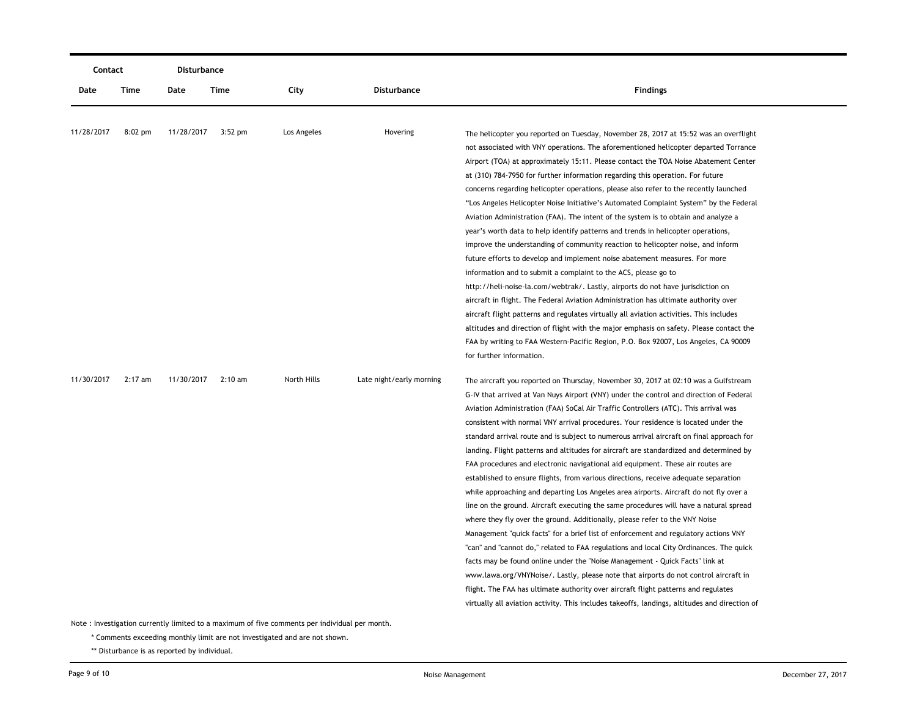| Contact | | Disturbance | | | | |
|---|---|---|---|---|---|---|
| Date | Time | Date | Time | City | Disturbance | Findings |
| 11/28/2017 | 8:02 pm | 11/28/2017 | 3:52 pm | Los Angeles | Hovering | The helicopter you reported on Tuesday, November 28, 2017 at 15:52 was an overflight not associated with VNY operations. The aforementioned helicopter departed Torrance Airport (TOA) at approximately 15:11. Please contact the TOA Noise Abatement Center at (310) 784-7950 for further information regarding this operation. For future concerns regarding helicopter operations, please also refer to the recently launched "Los Angeles Helicopter Noise Initiative's Automated Complaint System" by the Federal Aviation Administration (FAA). The intent of the system is to obtain and analyze a year's worth data to help identify patterns and trends in helicopter operations, improve the understanding of community reaction to helicopter noise, and inform future efforts to develop and implement noise abatement measures. For more information and to submit a complaint to the ACS, please go to http://heli-noise-la.com/webtrak/. Lastly, airports do not have jurisdiction on aircraft in flight. The Federal Aviation Administration has ultimate authority over aircraft flight patterns and regulates virtually all aviation activities. This includes altitudes and direction of flight with the major emphasis on safety. Please contact the FAA by writing to FAA Western-Pacific Region, P.O. Box 92007, Los Angeles, CA 90009 for further information. |
| 11/30/2017 | 2:17 am | 11/30/2017 | 2:10 am | North Hills | Late night/early morning | The aircraft you reported on Thursday, November 30, 2017 at 02:10 was a Gulfstream G-IV that arrived at Van Nuys Airport (VNY) under the control and direction of Federal Aviation Administration (FAA) SoCal Air Traffic Controllers (ATC). This arrival was consistent with normal VNY arrival procedures. Your residence is located under the standard arrival route and is subject to numerous arrival aircraft on final approach for landing. Flight patterns and altitudes for aircraft are standardized and determined by FAA procedures and electronic navigational aid equipment. These air routes are established to ensure flights, from various directions, receive adequate separation while approaching and departing Los Angeles area airports. Aircraft do not fly over a line on the ground. Aircraft executing the same procedures will have a natural spread where they fly over the ground. Additionally, please refer to the VNY Noise Management "quick facts" for a brief list of enforcement and regulatory actions VNY "can" and "cannot do," related to FAA regulations and local City Ordinances. The quick facts may be found online under the "Noise Management - Quick Facts" link at www.lawa.org/VNYNoise/. Lastly, please note that airports do not control aircraft in flight. The FAA has ultimate authority over aircraft flight patterns and regulates virtually all aviation activity. This includes takeoffs, landings, altitudes and direction of |

Note : Investigation currently limited to a maximum of five comments per individual per month.

\* Comments exceeding monthly limit are not investigated and are not shown.

\*\* Disturbance is as reported by individual.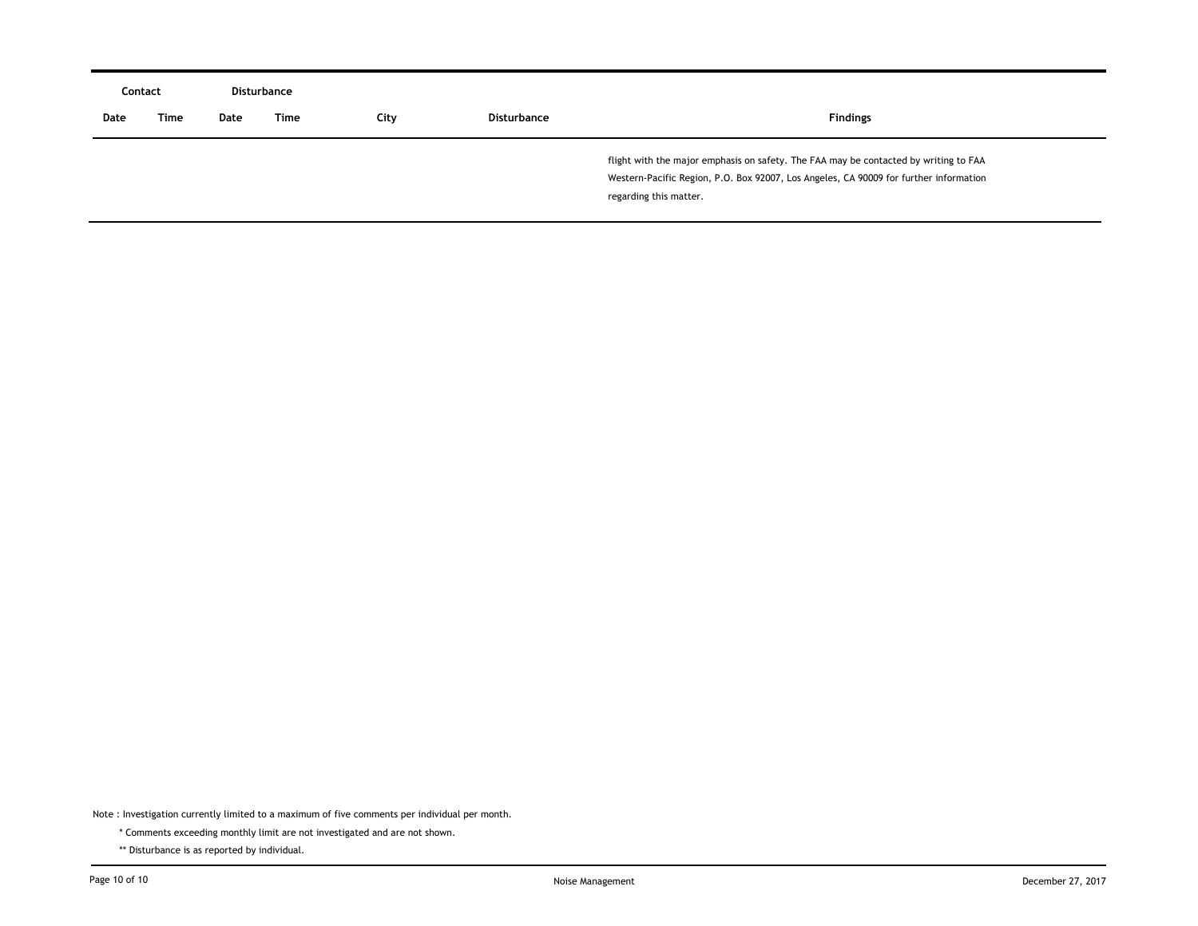| Contact | | Disturbance | | | | |
|---|---|---|---|---|---|---|
| Date | Time | Date | Time | City | Disturbance | Findings |
| | | | | | | flight with the major emphasis on safety. The FAA may be contacted by writing to FAA Western-Pacific Region, P.O. Box 92007, Los Angeles, CA 90009 for further information regarding this matter. |

Note : Investigation currently limited to a maximum of five comments per individual per month.

\* Comments exceeding monthly limit are not investigated and are not shown.

\*\* Disturbance is as reported by individual.